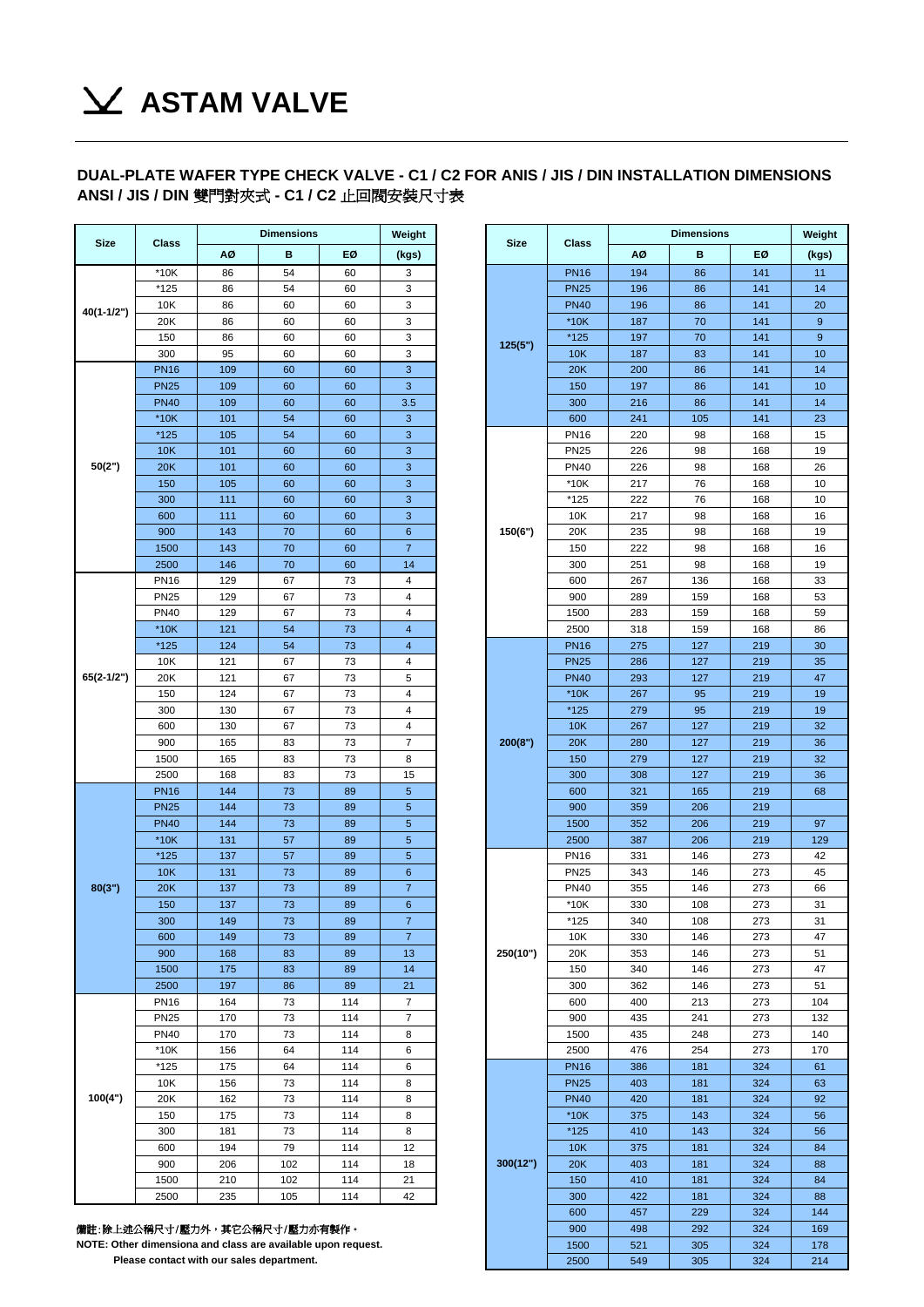# ASTAM VALVE

## DUAL-PLATE WAFER TYPE CHECK VALVE - C1 / C2 FOR ANIS / JIS / DIN INSTALLATION DIMENSIONS
## ANSI / JIS / DIN 雙門對夾式 - C1 / C2 止回閥安裝尺寸表

| Size | Class | Dimensions | | | Weight |
|---|---|---|---|---|---|
| | | AØ | B | EØ | (kgs) |
| 40(1-1/2") | *10K | 86 | 54 | 60 | 3 |
| | *125 | 86 | 54 | 60 | 3 |
| | 10K | 86 | 60 | 60 | 3 |
| | 20K | 86 | 60 | 60 | 3 |
| | 150 | 86 | 60 | 60 | 3 |
| | 300 | 95 | 60 | 60 | 3 |
| 50(2") | PN16 | 109 | 60 | 60 | 3 |
| | PN25 | 109 | 60 | 60 | 3 |
| | PN40 | 109 | 60 | 60 | 3.5 |
| | *10K | 101 | 54 | 60 | 3 |
| | *125 | 105 | 54 | 60 | 3 |
| | 10K | 101 | 60 | 60 | 3 |
| | 20K | 101 | 60 | 60 | 3 |
| | 150 | 105 | 60 | 60 | 3 |
| | 300 | 111 | 60 | 60 | 3 |
| | 600 | 111 | 60 | 60 | 3 |
| | 900 | 143 | 70 | 60 | 6 |
| | 1500 | 143 | 70 | 60 | 7 |
| | 2500 | 146 | 70 | 60 | 14 |
| 65(2-1/2") | PN16 | 129 | 67 | 73 | 4 |
| | PN25 | 129 | 67 | 73 | 4 |
| | PN40 | 129 | 67 | 73 | 4 |
| | *10K | 121 | 54 | 73 | 4 |
| | *125 | 124 | 54 | 73 | 4 |
| | 10K | 121 | 67 | 73 | 4 |
| | 20K | 121 | 67 | 73 | 5 |
| | 150 | 124 | 67 | 73 | 4 |
| | 300 | 130 | 67 | 73 | 4 |
| | 600 | 130 | 67 | 73 | 4 |
| | 900 | 165 | 83 | 73 | 7 |
| | 1500 | 165 | 83 | 73 | 8 |
| | 2500 | 168 | 83 | 73 | 15 |
| 80(3") | PN16 | 144 | 73 | 89 | 5 |
| | PN25 | 144 | 73 | 89 | 5 |
| | PN40 | 144 | 73 | 89 | 5 |
| | *10K | 131 | 57 | 89 | 5 |
| | *125 | 137 | 57 | 89 | 5 |
| | 10K | 131 | 73 | 89 | 6 |
| | 20K | 137 | 73 | 89 | 7 |
| | 150 | 137 | 73 | 89 | 6 |
| | 300 | 149 | 73 | 89 | 7 |
| | 600 | 149 | 73 | 89 | 7 |
| | 900 | 168 | 83 | 89 | 13 |
| | 1500 | 175 | 83 | 89 | 14 |
| | 2500 | 197 | 86 | 89 | 21 |
| 100(4") | PN16 | 164 | 73 | 114 | 7 |
| | PN25 | 170 | 73 | 114 | 7 |
| | PN40 | 170 | 73 | 114 | 8 |
| | *10K | 156 | 64 | 114 | 6 |
| | *125 | 175 | 64 | 114 | 6 |
| | 10K | 156 | 73 | 114 | 8 |
| | 20K | 162 | 73 | 114 | 8 |
| | 150 | 175 | 73 | 114 | 8 |
| | 300 | 181 | 73 | 114 | 8 |
| | 600 | 194 | 79 | 114 | 12 |
| | 900 | 206 | 102 | 114 | 18 |
| | 1500 | 210 | 102 | 114 | 21 |
| | 2500 | 235 | 105 | 114 | 42 |

| Size | Class | Dimensions | | | Weight |
|---|---|---|---|---|---|
| | | AØ | B | EØ | (kgs) |
| 125(5") | PN16 | 194 | 86 | 141 | 11 |
| | PN25 | 196 | 86 | 141 | 14 |
| | PN40 | 196 | 86 | 141 | 20 |
| | *10K | 187 | 70 | 141 | 9 |
| | *125 | 197 | 70 | 141 | 9 |
| | 10K | 187 | 83 | 141 | 10 |
| | 20K | 200 | 86 | 141 | 14 |
| | 150 | 197 | 86 | 141 | 10 |
| | 300 | 216 | 86 | 141 | 14 |
| | 600 | 241 | 105 | 141 | 23 |
| 150(6") | PN16 | 220 | 98 | 168 | 15 |
| | PN25 | 226 | 98 | 168 | 19 |
| | PN40 | 226 | 98 | 168 | 26 |
| | *10K | 217 | 76 | 168 | 10 |
| | *125 | 222 | 76 | 168 | 10 |
| | 10K | 217 | 98 | 168 | 16 |
| | 20K | 235 | 98 | 168 | 19 |
| | 150 | 222 | 98 | 168 | 16 |
| | 300 | 251 | 98 | 168 | 19 |
| | 600 | 267 | 136 | 168 | 33 |
| | 900 | 289 | 159 | 168 | 53 |
| | 1500 | 283 | 159 | 168 | 59 |
| | 2500 | 318 | 159 | 168 | 86 |
| 200(8") | PN16 | 275 | 127 | 219 | 30 |
| | PN25 | 286 | 127 | 219 | 35 |
| | PN40 | 293 | 127 | 219 | 47 |
| | *10K | 267 | 95 | 219 | 19 |
| | *125 | 279 | 95 | 219 | 19 |
| | 10K | 267 | 127 | 219 | 32 |
| | 20K | 280 | 127 | 219 | 36 |
| | 150 | 279 | 127 | 219 | 32 |
| | 300 | 308 | 127 | 219 | 36 |
| | 600 | 321 | 165 | 219 | 68 |
| | 900 | 359 | 206 | 219 | |
| | 1500 | 352 | 206 | 219 | 97 |
| | 2500 | 387 | 206 | 219 | 129 |
| 250(10") | PN16 | 331 | 146 | 273 | 42 |
| | PN25 | 343 | 146 | 273 | 45 |
| | PN40 | 355 | 146 | 273 | 66 |
| | *10K | 330 | 108 | 273 | 31 |
| | *125 | 340 | 108 | 273 | 31 |
| | 10K | 330 | 146 | 273 | 47 |
| | 20K | 353 | 146 | 273 | 51 |
| | 150 | 340 | 146 | 273 | 47 |
| | 300 | 362 | 146 | 273 | 51 |
| | 600 | 400 | 213 | 273 | 104 |
| | 900 | 435 | 241 | 273 | 132 |
| | 1500 | 435 | 248 | 273 | 140 |
| | 2500 | 476 | 254 | 273 | 170 |
| 300(12") | PN16 | 386 | 181 | 324 | 61 |
| | PN25 | 403 | 181 | 324 | 63 |
| | PN40 | 420 | 181 | 324 | 92 |
| | *10K | 375 | 143 | 324 | 56 |
| | *125 | 410 | 143 | 324 | 56 |
| | 10K | 375 | 181 | 324 | 84 |
| | 20K | 403 | 181 | 324 | 88 |
| | 150 | 410 | 181 | 324 | 84 |
| | 300 | 422 | 181 | 324 | 88 |
| | 600 | 457 | 229 | 324 | 144 |
| | 900 | 498 | 292 | 324 | 169 |
| | 1500 | 521 | 305 | 324 | 178 |
| | 2500 | 549 | 305 | 324 | 214 |

**備註:除上述公稱尺寸/壓力外，其它公稱尺寸/壓力亦有製作。**

**NOTE: Other dimensiona and class are available upon request.**

**Please contact with our sales department.**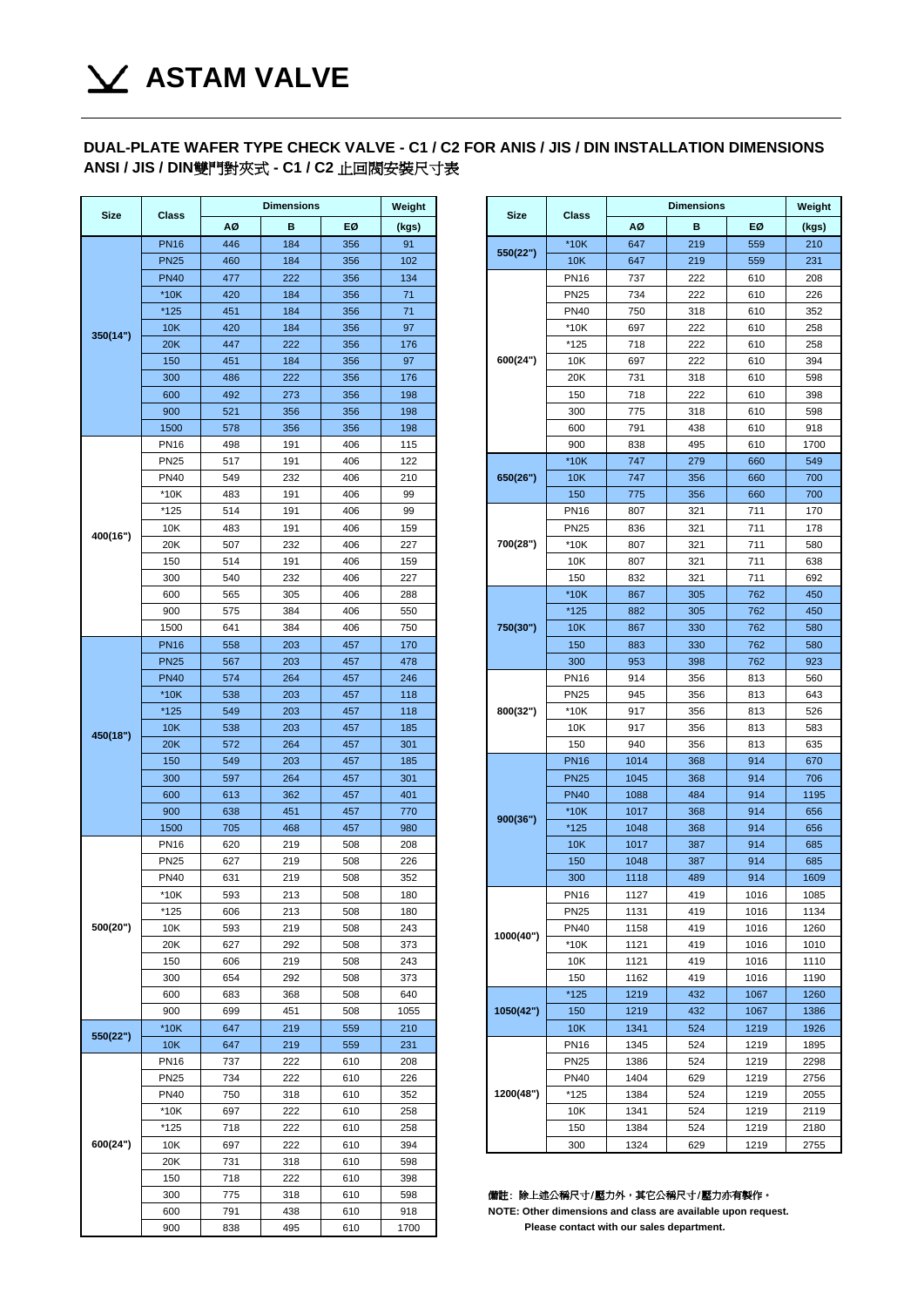# ASTAM VALVE

## DUAL-PLATE WAFER TYPE CHECK VALVE - C1 / C2 FOR ANIS / JIS / DIN INSTALLATION DIMENSIONS
## ANSI / JIS / DIN雙門對夾式 - C1 / C2 止回閥安裝尺寸表

| Size | Class | Dimensions | | | Weight |
|---|---|---|---|---|---|
| | | AØ | B | EØ | (kgs) |
| 350(14") | PN16 | 446 | 184 | 356 | 91 |
| | PN25 | 460 | 184 | 356 | 102 |
| | PN40 | 477 | 222 | 356 | 134 |
| | *10K | 420 | 184 | 356 | 71 |
| | *125 | 451 | 184 | 356 | 71 |
| | 10K | 420 | 184 | 356 | 97 |
| | 20K | 447 | 222 | 356 | 176 |
| | 150 | 451 | 184 | 356 | 97 |
| | 300 | 486 | 222 | 356 | 176 |
| | 600 | 492 | 273 | 356 | 198 |
| | 900 | 521 | 356 | 356 | 198 |
| | 1500 | 578 | 356 | 356 | 198 |
| 400(16") | PN16 | 498 | 191 | 406 | 115 |
| | PN25 | 517 | 191 | 406 | 122 |
| | PN40 | 549 | 232 | 406 | 210 |
| | *10K | 483 | 191 | 406 | 99 |
| | *125 | 514 | 191 | 406 | 99 |
| | 10K | 483 | 191 | 406 | 159 |
| | 20K | 507 | 232 | 406 | 227 |
| | 150 | 514 | 191 | 406 | 159 |
| | 300 | 540 | 232 | 406 | 227 |
| | 600 | 565 | 305 | 406 | 288 |
| | 900 | 575 | 384 | 406 | 550 |
| | 1500 | 641 | 384 | 406 | 750 |
| 450(18") | PN16 | 558 | 203 | 457 | 170 |
| | PN25 | 567 | 203 | 457 | 478 |
| | PN40 | 574 | 264 | 457 | 246 |
| | *10K | 538 | 203 | 457 | 118 |
| | *125 | 549 | 203 | 457 | 118 |
| | 10K | 538 | 203 | 457 | 185 |
| | 20K | 572 | 264 | 457 | 301 |
| | 150 | 549 | 203 | 457 | 185 |
| | 300 | 597 | 264 | 457 | 301 |
| | 600 | 613 | 362 | 457 | 401 |
| | 900 | 638 | 451 | 457 | 770 |
| | 1500 | 705 | 468 | 457 | 980 |
| 500(20") | PN16 | 620 | 219 | 508 | 208 |
| | PN25 | 627 | 219 | 508 | 226 |
| | PN40 | 631 | 219 | 508 | 352 |
| | *10K | 593 | 213 | 508 | 180 |
| | *125 | 606 | 213 | 508 | 180 |
| | 10K | 593 | 219 | 508 | 243 |
| | 20K | 627 | 292 | 508 | 373 |
| | 150 | 606 | 219 | 508 | 243 |
| | 300 | 654 | 292 | 508 | 373 |
| | 600 | 683 | 368 | 508 | 640 |
| | 900 | 699 | 451 | 508 | 1055 |
| 550(22") | *10K | 647 | 219 | 559 | 210 |
| | 10K | 647 | 219 | 559 | 231 |
| 600(24") | PN16 | 737 | 222 | 610 | 208 |
| | PN25 | 734 | 222 | 610 | 226 |
| | PN40 | 750 | 318 | 610 | 352 |
| | *10K | 697 | 222 | 610 | 258 |
| | *125 | 718 | 222 | 610 | 258 |
| | 10K | 697 | 222 | 610 | 394 |
| | 20K | 731 | 318 | 610 | 598 |
| | 150 | 718 | 222 | 610 | 398 |
| | 300 | 775 | 318 | 610 | 598 |
| | 600 | 791 | 438 | 610 | 918 |
| | 900 | 838 | 495 | 610 | 1700 |

| Size | Class | Dimensions | | | Weight |
|---|---|---|---|---|---|
| | | AØ | B | EØ | (kgs) |
| 550(22") | *10K | 647 | 219 | 559 | 210 |
| | 10K | 647 | 219 | 559 | 231 |
| 600(24") | PN16 | 737 | 222 | 610 | 208 |
| | PN25 | 734 | 222 | 610 | 226 |
| | PN40 | 750 | 318 | 610 | 352 |
| | *10K | 697 | 222 | 610 | 258 |
| | *125 | 718 | 222 | 610 | 258 |
| | 10K | 697 | 222 | 610 | 394 |
| | 20K | 731 | 318 | 610 | 598 |
| | 150 | 718 | 222 | 610 | 398 |
| | 300 | 775 | 318 | 610 | 598 |
| | 600 | 791 | 438 | 610 | 918 |
| | 900 | 838 | 495 | 610 | 1700 |
| 650(26") | *10K | 747 | 279 | 660 | 549 |
| | 10K | 747 | 356 | 660 | 700 |
| | 150 | 775 | 356 | 660 | 700 |
| 700(28") | PN16 | 807 | 321 | 711 | 170 |
| | PN25 | 836 | 321 | 711 | 178 |
| | *10K | 807 | 321 | 711 | 580 |
| | 10K | 807 | 321 | 711 | 638 |
| | 150 | 832 | 321 | 711 | 692 |
| 750(30") | *10K | 867 | 305 | 762 | 450 |
| | *125 | 882 | 305 | 762 | 450 |
| | 10K | 867 | 330 | 762 | 580 |
| | 150 | 883 | 330 | 762 | 580 |
| | 300 | 953 | 398 | 762 | 923 |
| 800(32") | PN16 | 914 | 356 | 813 | 560 |
| | PN25 | 945 | 356 | 813 | 643 |
| | *10K | 917 | 356 | 813 | 526 |
| | 10K | 917 | 356 | 813 | 583 |
| | 150 | 940 | 356 | 813 | 635 |
| 900(36") | PN16 | 1014 | 368 | 914 | 670 |
| | PN25 | 1045 | 368 | 914 | 706 |
| | PN40 | 1088 | 484 | 914 | 1195 |
| | *10K | 1017 | 368 | 914 | 656 |
| | *125 | 1048 | 368 | 914 | 656 |
| | 10K | 1017 | 387 | 914 | 685 |
| | 150 | 1048 | 387 | 914 | 685 |
| | 300 | 1118 | 489 | 914 | 1609 |
| 1000(40") | PN16 | 1127 | 419 | 1016 | 1085 |
| | PN25 | 1131 | 419 | 1016 | 1134 |
| | PN40 | 1158 | 419 | 1016 | 1260 |
| | *10K | 1121 | 419 | 1016 | 1010 |
| | 10K | 1121 | 419 | 1016 | 1110 |
| | 150 | 1162 | 419 | 1016 | 1190 |
| 1050(42") | *125 | 1219 | 432 | 1067 | 1260 |
| | 150 | 1219 | 432 | 1067 | 1386 |
| | 10K | 1341 | 524 | 1219 | 1926 |
| 1200(48") | PN16 | 1345 | 524 | 1219 | 1895 |
| | PN25 | 1386 | 524 | 1219 | 2298 |
| | PN40 | 1404 | 629 | 1219 | 2756 |
| | *125 | 1384 | 524 | 1219 | 2055 |
| | 10K | 1341 | 524 | 1219 | 2119 |
| | 150 | 1384 | 524 | 1219 | 2180 |
| | 300 | 1324 | 629 | 1219 | 2755 |

備註：除上述公稱尺寸/壓力外，其它公稱尺寸/壓力亦有製作。

**NOTE: Other dimensions and class are available upon request.**
**Please contact with our sales department.**